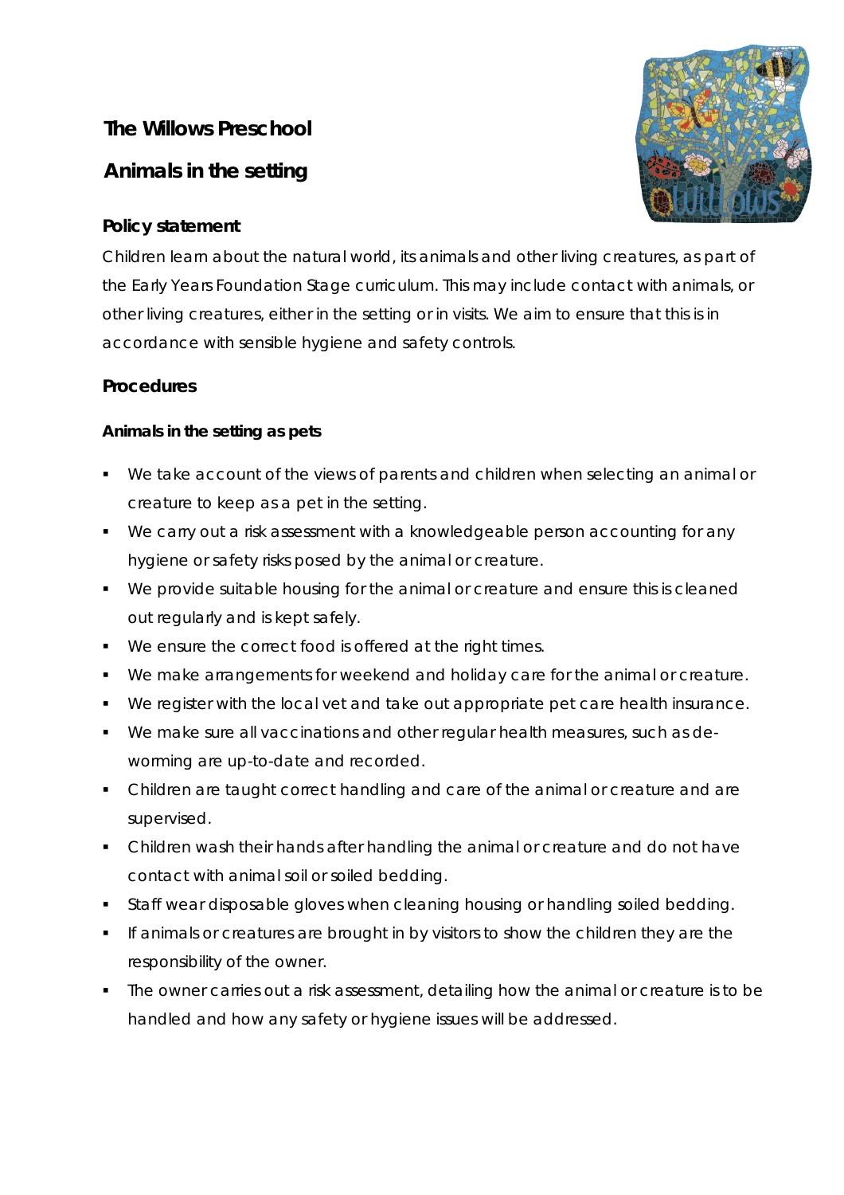# The Willows Preschool

## Animals in the setting

### Policy statement

Children learn about the natural world, its animals and other living creatures, as part of the Early Years Foundation Stage curriculum. This may include contact with animals, or other living creatures, either in the setting or in visits. We aim to ensure that this is in accordance with sensible hygiene and safety controls.

### Procedures

#### Animals in the setting as pets

- We take account of the views of parents and children when selecting an animal or creature to keep as a pet in the setting.
- We carry out a risk assessment with a knowledgeable person accounting for any hygiene or safety risks posed by the animal or creature.
- We provide suitable housing for the animal or creature and ensure this is cleaned out regularly and is kept safely.
- We ensure the correct food is offered at the right times.
- We make arrangements for weekend and holiday care for the animal or creature.
- We register with the local vet and take out appropriate pet care health insurance.
- We make sure all vaccinations and other regular health measures, such as de-worming are up-to-date and recorded.
- Children are taught correct handling and care of the animal or creature and are supervised.
- Children wash their hands after handling the animal or creature and do not have contact with animal soil or soiled bedding.
- Staff wear disposable gloves when cleaning housing or handling soiled bedding.
- If animals or creatures are brought in by visitors to show the children they are the responsibility of the owner.
- The owner carries out a risk assessment, detailing how the animal or creature is to be handled and how any safety or hygiene issues will be addressed.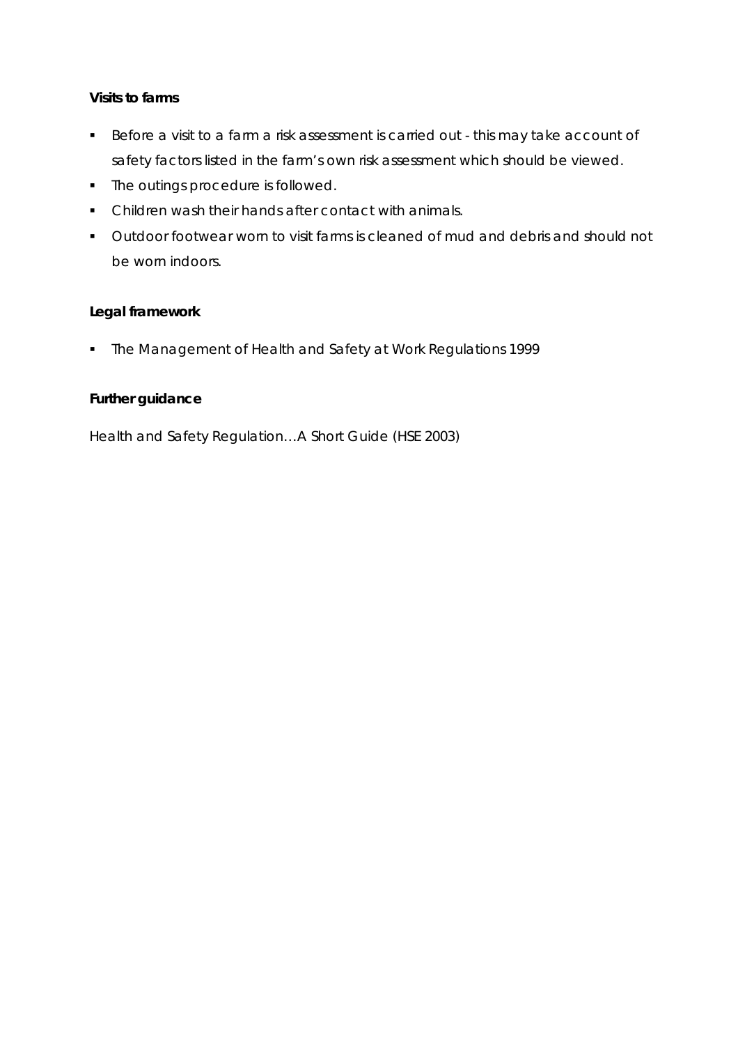**Visits to farms**

- Before a visit to a farm a risk assessment is carried out - this may take account of safety factors listed in the farm's own risk assessment which should be viewed.
- The outings procedure is followed.
- Children wash their hands after contact with animals.
- Outdoor footwear worn to visit farms is cleaned of mud and debris and should not be worn indoors.

**Legal framework**

- The Management of Health and Safety at Work Regulations 1999

**Further guidance**

Health and Safety Regulation…A Short Guide (HSE 2003)